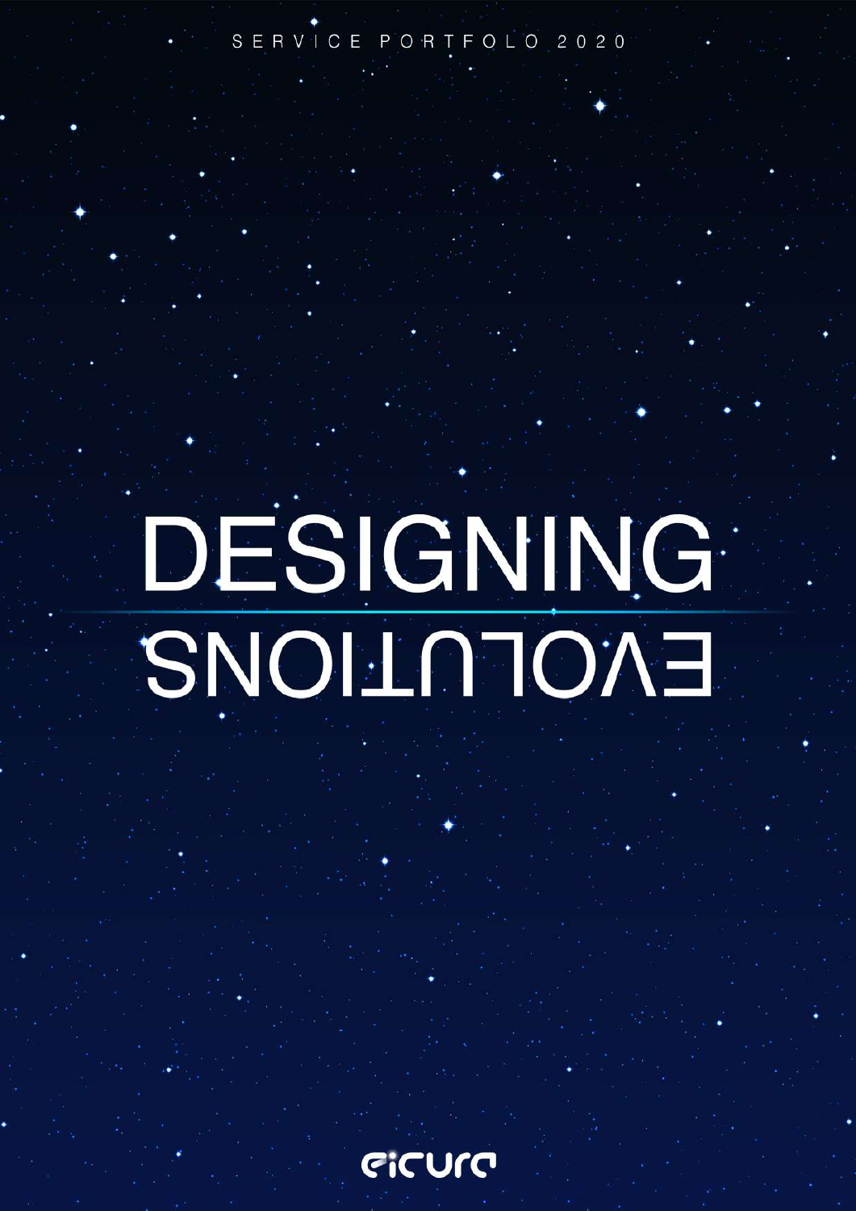SERVICE PORTFOLO 2020

# DESIGNING EVOLUTIONS

eicura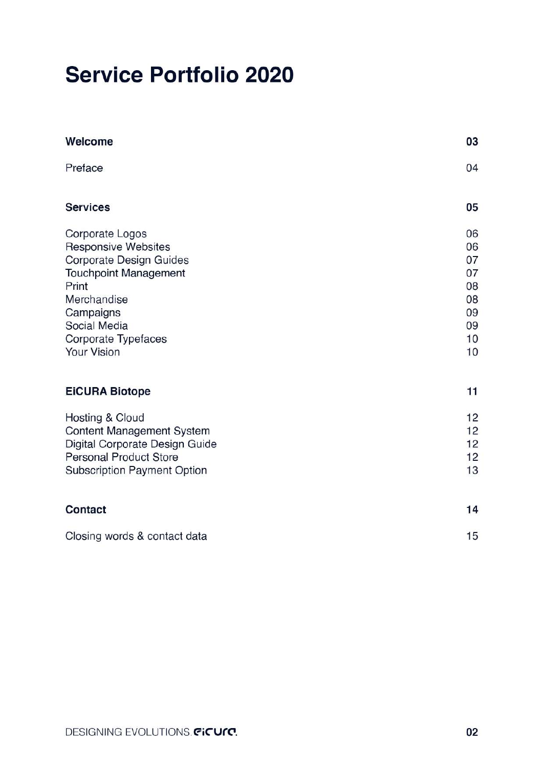# Service Portfolio 2020

| | |
|---|---|
| **Welcome** | **03** |
| Preface | 04 |
| **Services** | **05** |
| Corporate Logos | 06 |
| Responsive Websites | 06 |
| Corporate Design Guides | 07 |
| Touchpoint Management | 07 |
| Print | 08 |
| Merchandise | 08 |
| Campaigns | 09 |
| Social Media | 09 |
| Corporate Typefaces | 10 |
| Your Vision | 10 |
| **EiCURA Biotope** | **11** |
| Hosting & Cloud | 12 |
| Content Management System | 12 |
| Digital Corporate Design Guide | 12 |
| Personal Product Store | 12 |
| Subscription Payment Option | 13 |
| **Contact** | **14** |
| Closing words & contact data | 15 |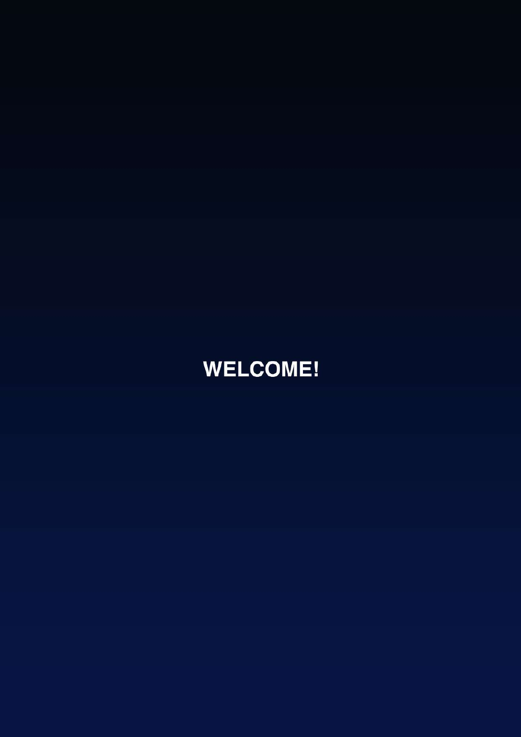# WELCOME!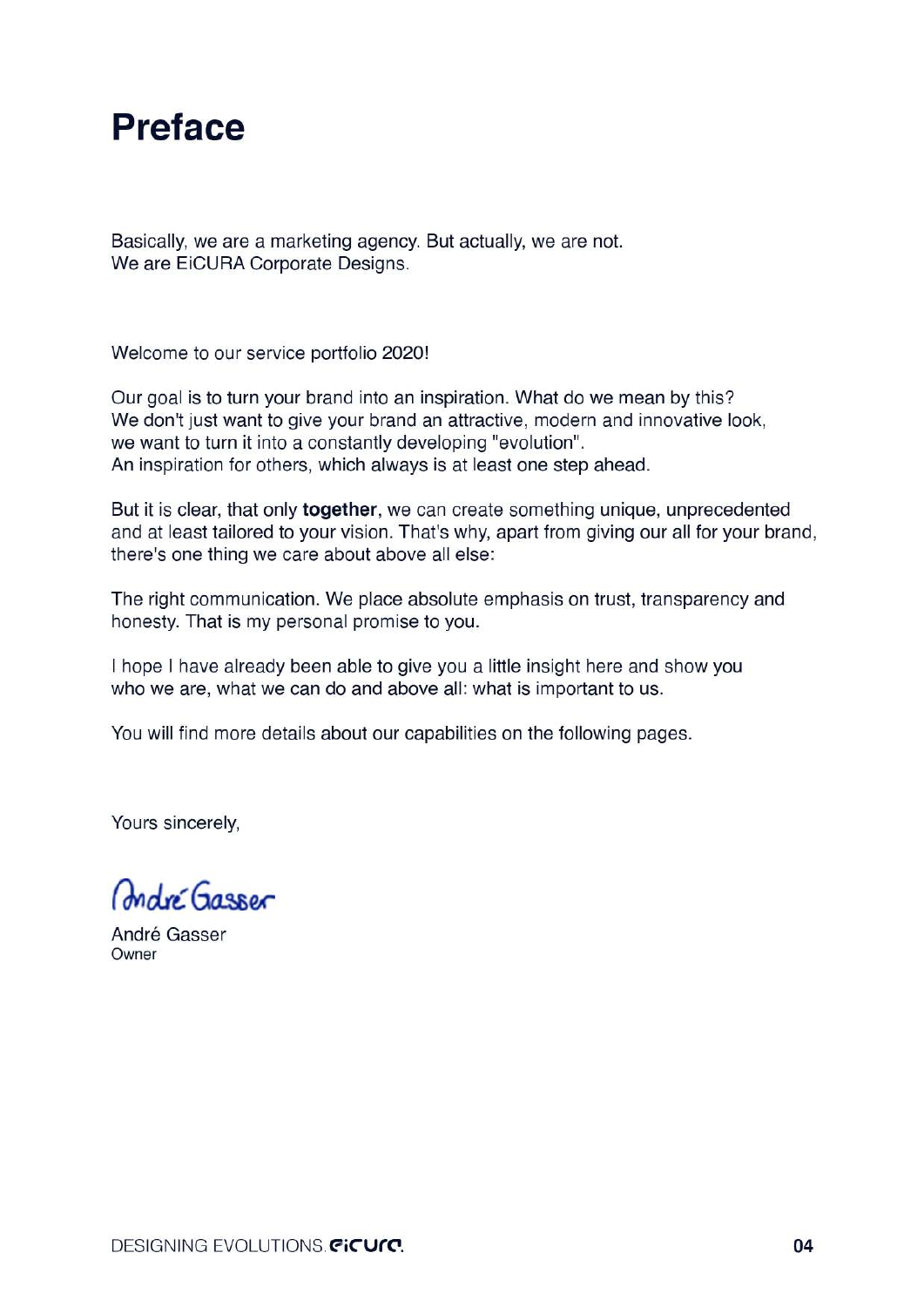# Preface

Basically, we are a marketing agency. But actually, we are not.
We are EiCURA Corporate Designs.

Welcome to our service portfolio 2020!

Our goal is to turn your brand into an inspiration. What do we mean by this?
We don't just want to give your brand an attractive, modern and innovative look,
we want to turn it into a constantly developing "evolution".
An inspiration for others, which always is at least one step ahead.

But it is clear, that only **together**, we can create something unique, unprecedented and at least tailored to your vision. That's why, apart from giving our all for your brand, there's one thing we care about above all else:

The right communication. We place absolute emphasis on trust, transparency and honesty. That is my personal promise to you.

I hope I have already been able to give you a little insight here and show you who we are, what we can do and above all: what is important to us.

You will find more details about our capabilities on the following pages.

Yours sincerely,

André Gasser

André Gasser
Owner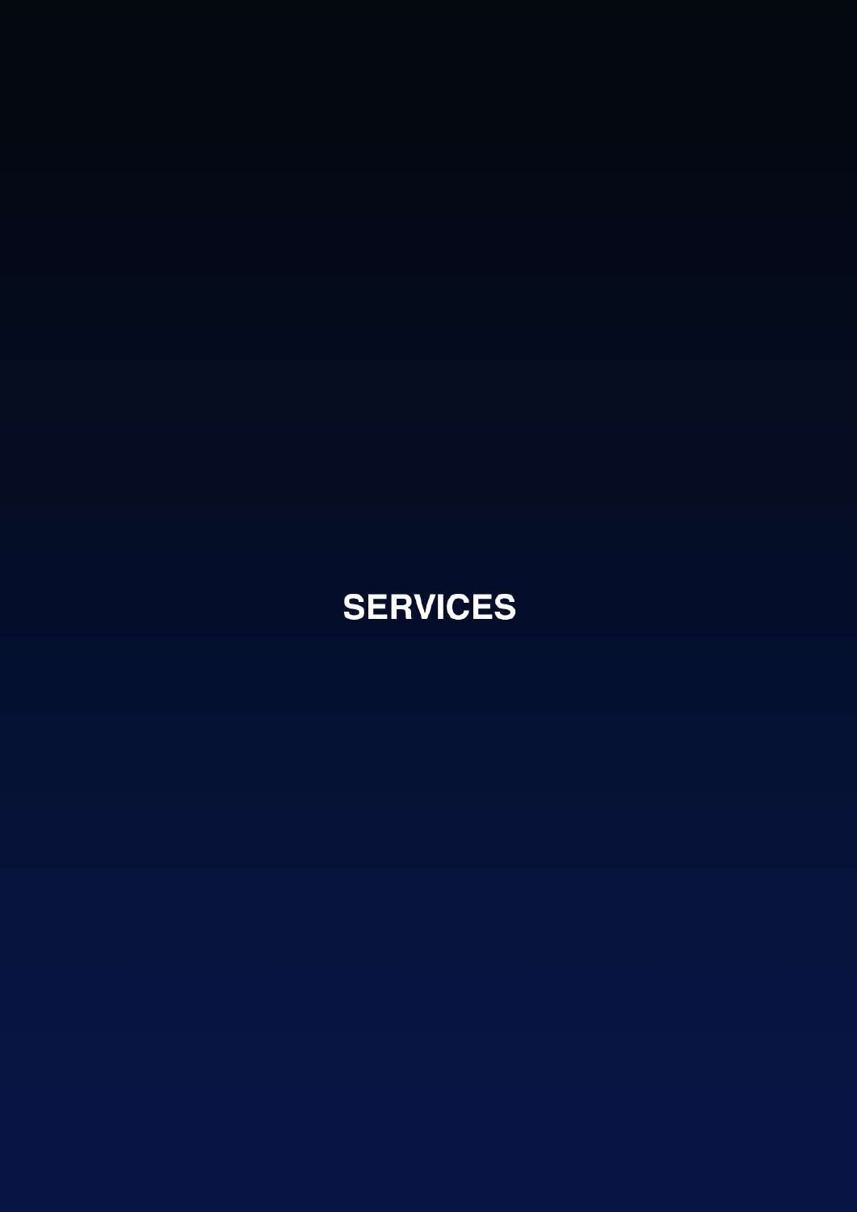# SERVICES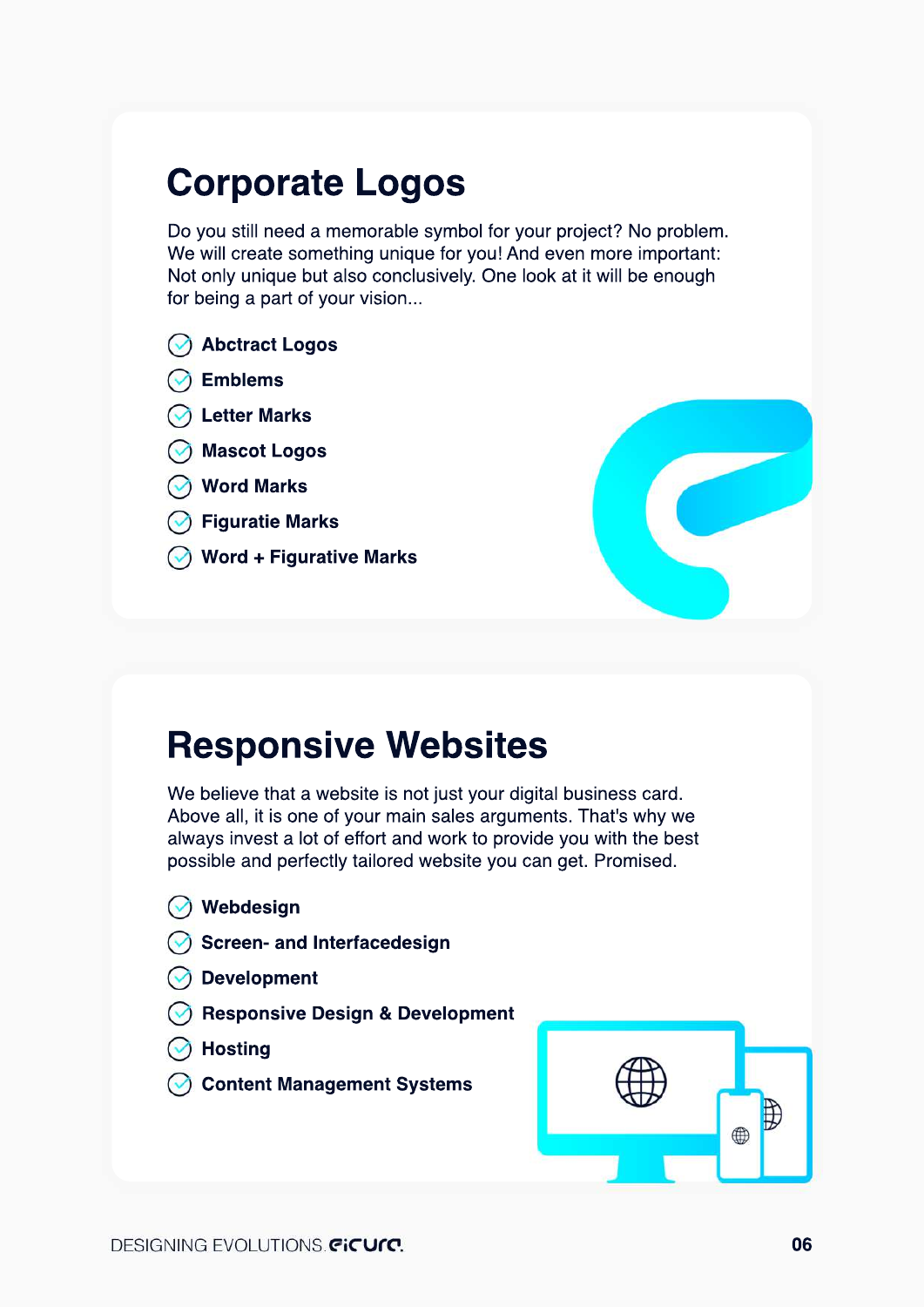# Corporate Logos

Do you still need a memorable symbol for your project? No problem. We will create something unique for you! And even more important: Not only unique but also conclusively. One look at it will be enough for being a part of your vision...

- **Abctract Logos**
- **Emblems**
- **Letter Marks**
- **Mascot Logos**
- **Word Marks**
- **Figuratie Marks**
- **Word + Figurative Marks**

# Responsive Websites

We believe that a website is not just your digital business card. Above all, it is one of your main sales arguments. That's why we always invest a lot of effort and work to provide you with the best possible and perfectly tailored website you can get. Promised.

- **Webdesign**
- **Screen- and Interfacedesign**
- **Development**
- **Responsive Design & Development**
- **Hosting**
- **Content Management Systems**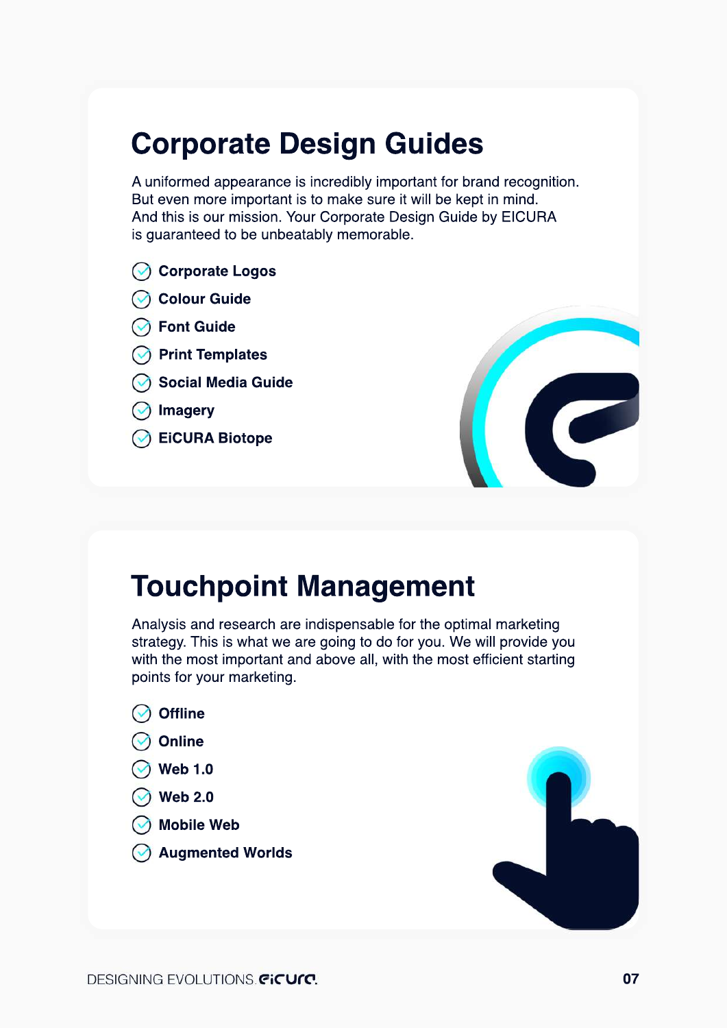## Corporate Design Guides

A uniformed appearance is incredibly important for brand recognition. But even more important is to make sure it will be kept in mind. And this is our mission. Your Corporate Design Guide by EICURA is guaranteed to be unbeatably memorable.

- **Corporate Logos**
- **Colour Guide**
- **Font Guide**
- **Print Templates**
- **Social Media Guide**
- **Imagery**
- **EiCURA Biotope**

## Touchpoint Management

Analysis and research are indispensable for the optimal marketing strategy. This is what we are going to do for you. We will provide you with the most important and above all, with the most efficient starting points for your marketing.

- **Offline**
- **Online**
- **Web 1.0**
- **Web 2.0**
- **Mobile Web**
- **Augmented Worlds**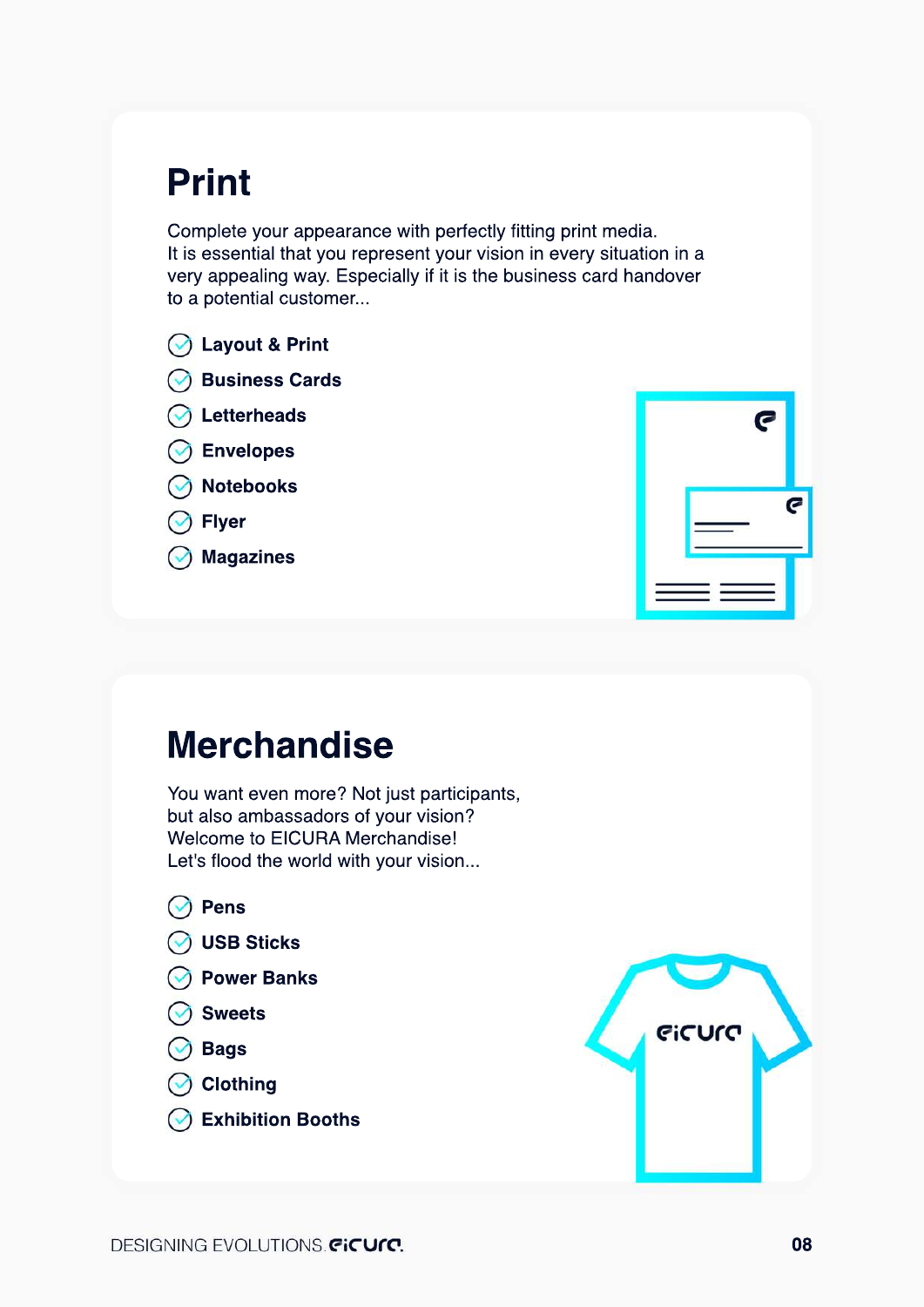## Print

Complete your appearance with perfectly fitting print media.
It is essential that you represent your vision in every situation in a very appealing way. Especially if it is the business card handover to a potential customer...

- Layout & Print
- Business Cards
- Letterheads
- Envelopes
- Notebooks
- Flyer
- Magazines

## Merchandise

You want even more? Not just participants, but also ambassadors of your vision?
Welcome to EICURA Merchandise!
Let's flood the world with your vision...

- Pens
- USB Sticks
- Power Banks
- Sweets
- Bags
- Clothing
- Exhibition Booths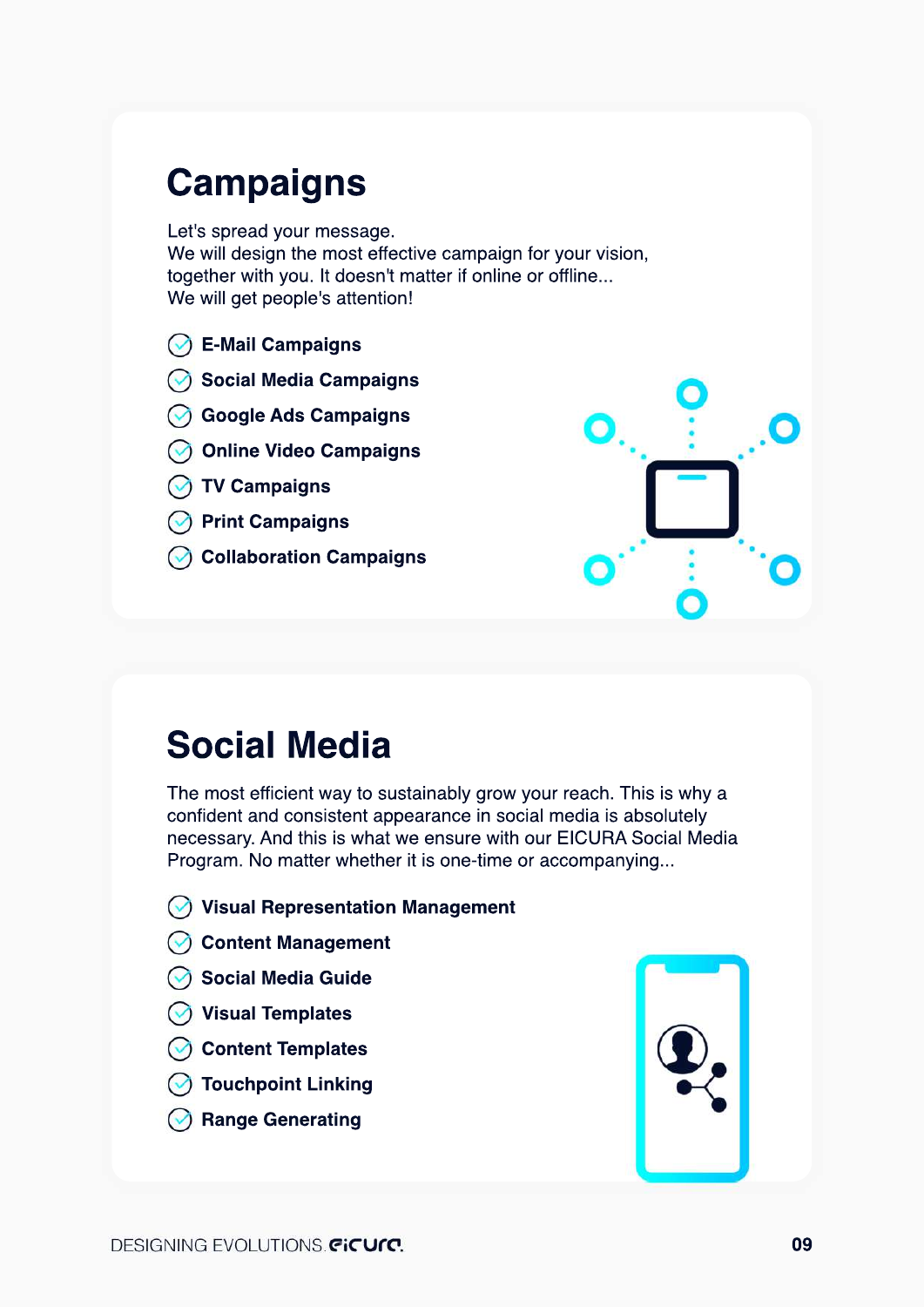# Campaigns

Let's spread your message.
We will design the most effective campaign for your vision, together with you. It doesn't matter if online or offline...
We will get people's attention!

- **E-Mail Campaigns**
- **Social Media Campaigns**
- **Google Ads Campaigns**
- **Online Video Campaigns**
- **TV Campaigns**
- **Print Campaigns**
- **Collaboration Campaigns**

# Social Media

The most efficient way to sustainably grow your reach. This is why a confident and consistent appearance in social media is absolutely necessary. And this is what we ensure with our EICURA Social Media Program. No matter whether it is one-time or accompanying...

- **Visual Representation Management**
- **Content Management**
- **Social Media Guide**
- **Visual Templates**
- **Content Templates**
- **Touchpoint Linking**
- **Range Generating**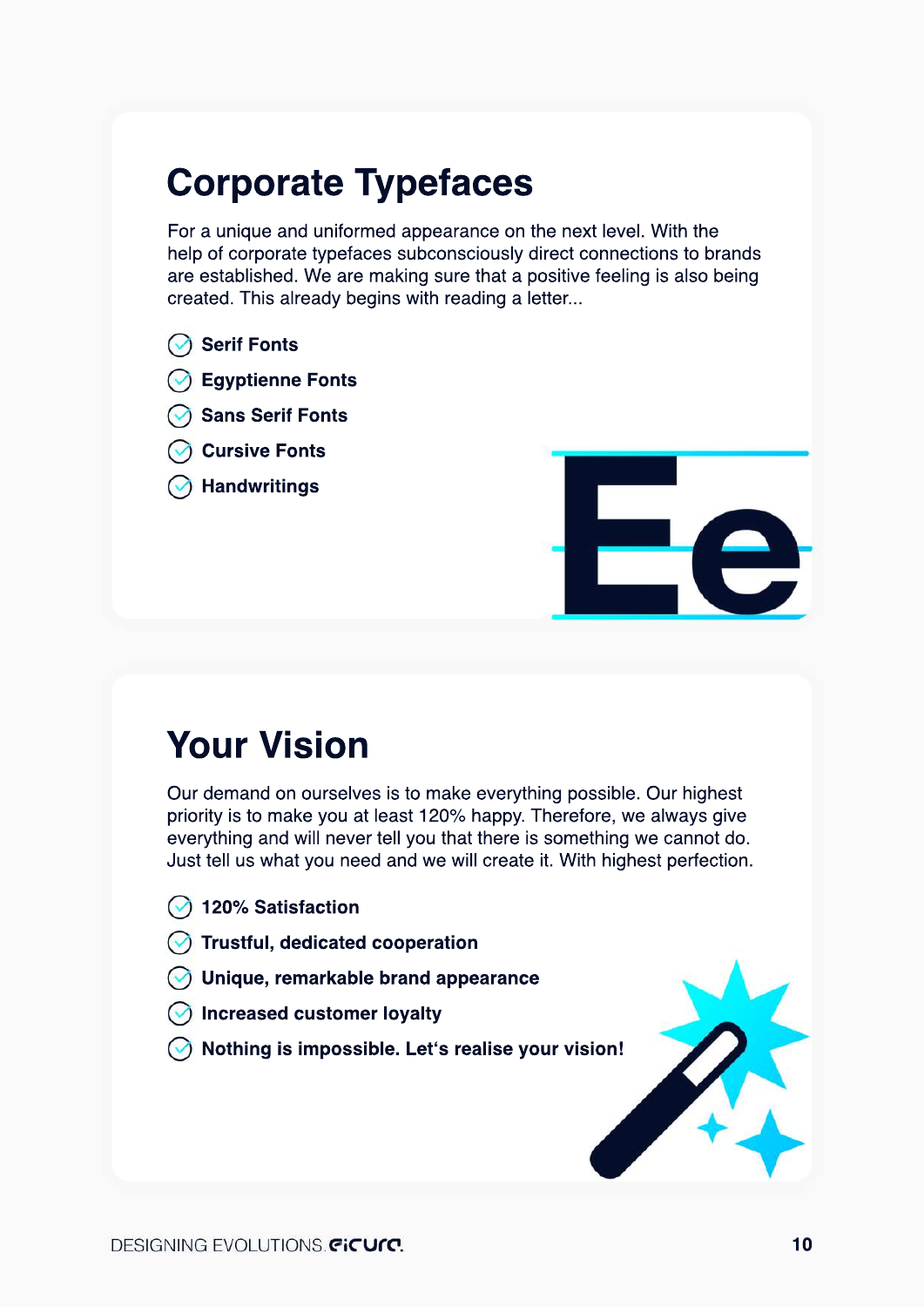## Corporate Typefaces

For a unique and uniformed appearance on the next level. With the help of corporate typefaces subconsciously direct connections to brands are established. We are making sure that a positive feeling is also being created. This already begins with reading a letter...

- **Serif Fonts**
- **Egyptienne Fonts**
- **Sans Serif Fonts**
- **Cursive Fonts**
- **Handwritings**

## Your Vision

Our demand on ourselves is to make everything possible. Our highest priority is to make you at least 120% happy. Therefore, we always give everything and will never tell you that there is something we cannot do. Just tell us what you need and we will create it. With highest perfection.

- **120% Satisfaction**
- **Trustful, dedicated cooperation**
- **Unique, remarkable brand appearance**
- **Increased customer loyalty**
- **Nothing is impossible. Let's realise your vision!**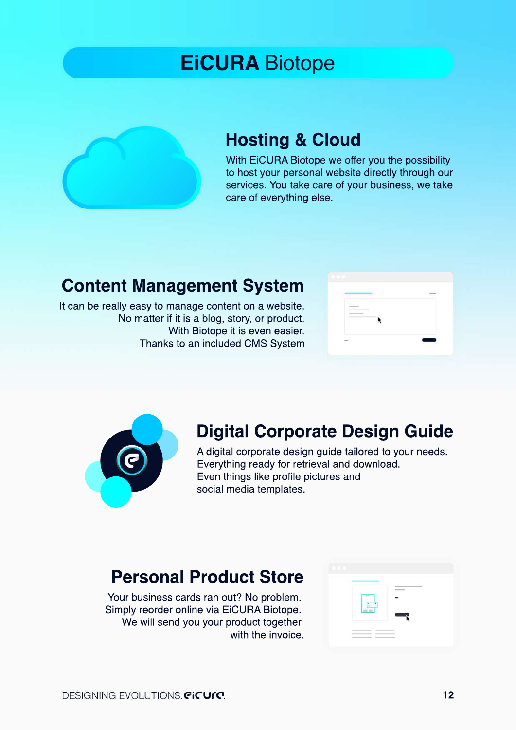# EiCURA Biotope

## Hosting & Cloud

With EiCURA Biotope we offer you the possibility to host your personal website directly through our services. You take care of your business, we take care of everything else.

## Content Management System

It can be really easy to manage content on a website. No matter if it is a blog, story, or product. With Biotope it is even easier. Thanks to an included CMS System

## Digital Corporate Design Guide

A digital corporate design guide tailored to your needs. Everything ready for retrieval and download. Even things like profile pictures and social media templates.

## Personal Product Store

Your business cards ran out? No problem. Simply reorder online via EiCURA Biotope. We will send you your product together with the invoice.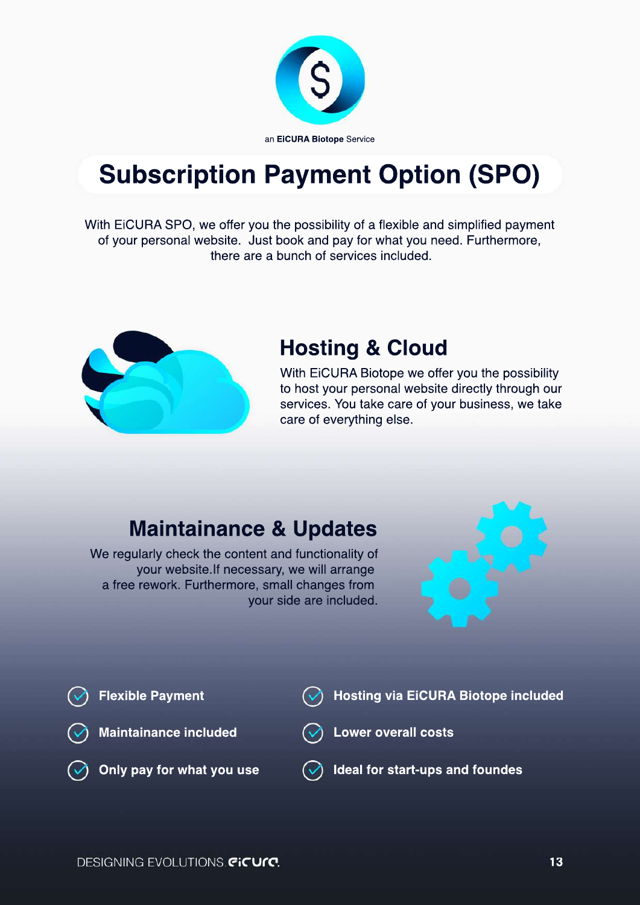an **EiCURA Biotope** Service

# Subscription Payment Option (SPO)

With EiCURA SPO, we offer you the possibility of a flexible and simplified payment of your personal website. Just book and pay for what you need. Furthermore, there are a bunch of services included.

## Hosting & Cloud

With EiCURA Biotope we offer you the possibility to host your personal website directly through our services. You take care of your business, we take care of everything else.

## Maintainance & Updates

We regularly check the content and functionality of your website.If necessary, we will arrange a free rework. Furthermore, small changes from your side are included.

- **Flexible Payment**
- **Maintainance included**
- **Only pay for what you use**
- **Hosting via EiCURA Biotope included**
- **Lower overall costs**
- **Ideal for start-ups and foundes**

DESIGNING EVOLUTIONS. eicura.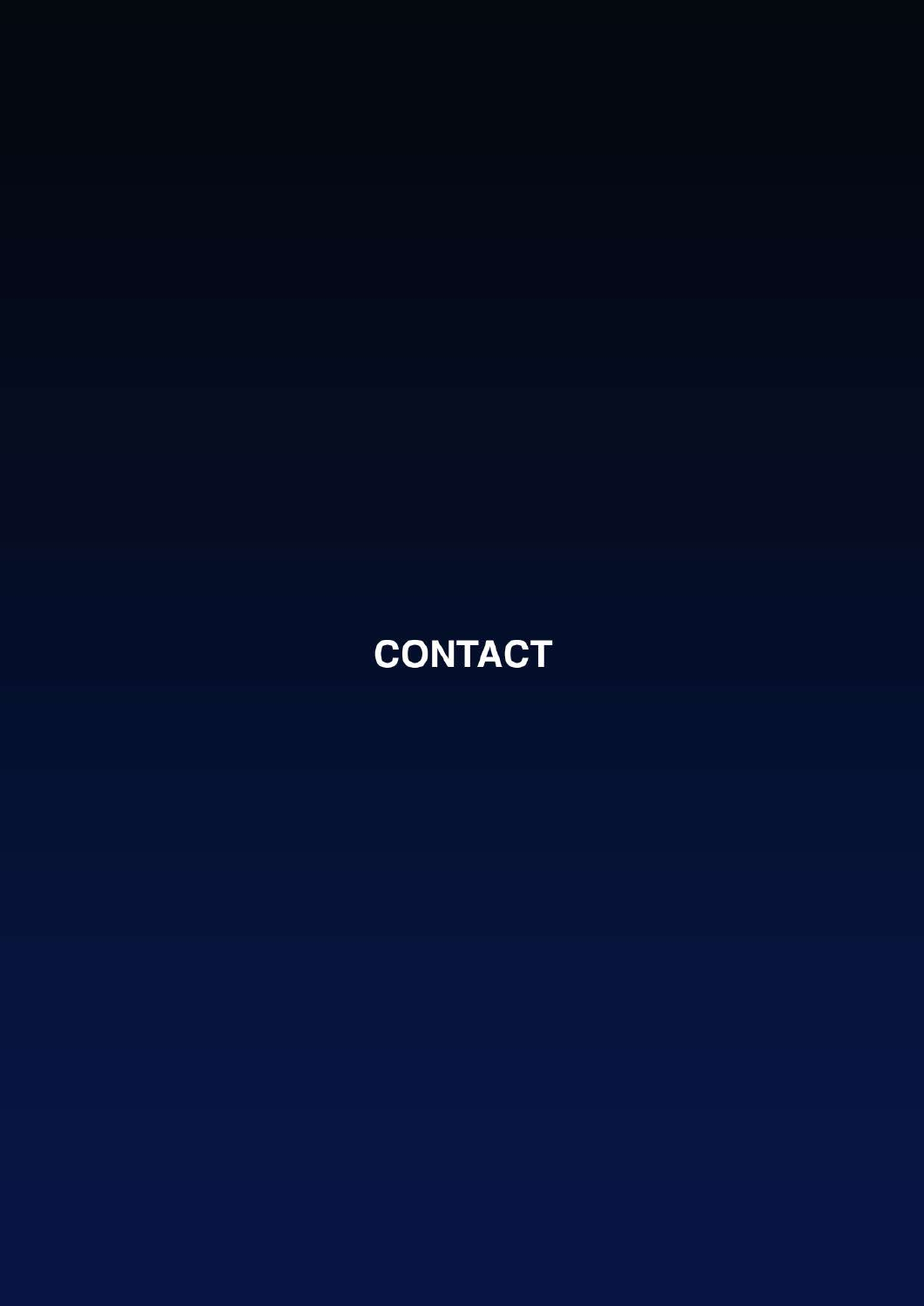# CONTACT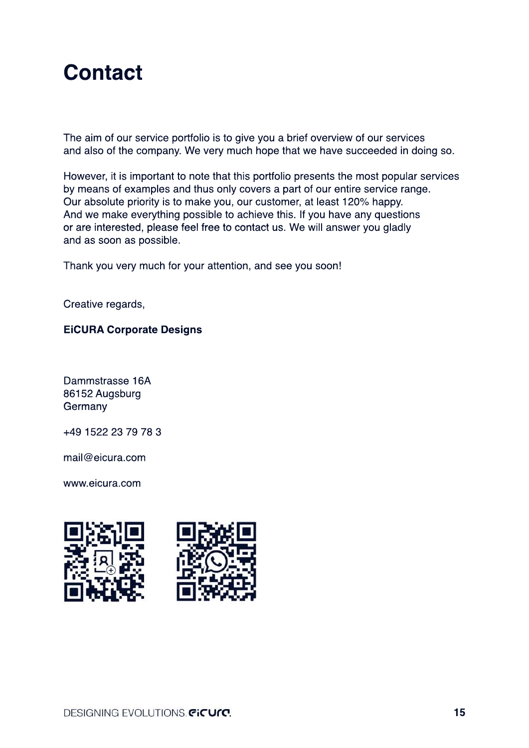# Contact

The aim of our service portfolio is to give you a brief overview of our services and also of the company. We very much hope that we have succeeded in doing so.

However, it is important to note that this portfolio presents the most popular services by means of examples and thus only covers a part of our entire service range. Our absolute priority is to make you, our customer, at least 120% happy. And we make everything possible to achieve this. If you have any questions or are interested, please feel free to contact us. We will answer you gladly and as soon as possible.

Thank you very much for your attention, and see you soon!

Creative regards,

**EiCURA Corporate Designs**

Dammstrasse 16A
86152 Augsburg
Germany

+49 1522 23 79 78 3

mail@eicura.com

www.eicura.com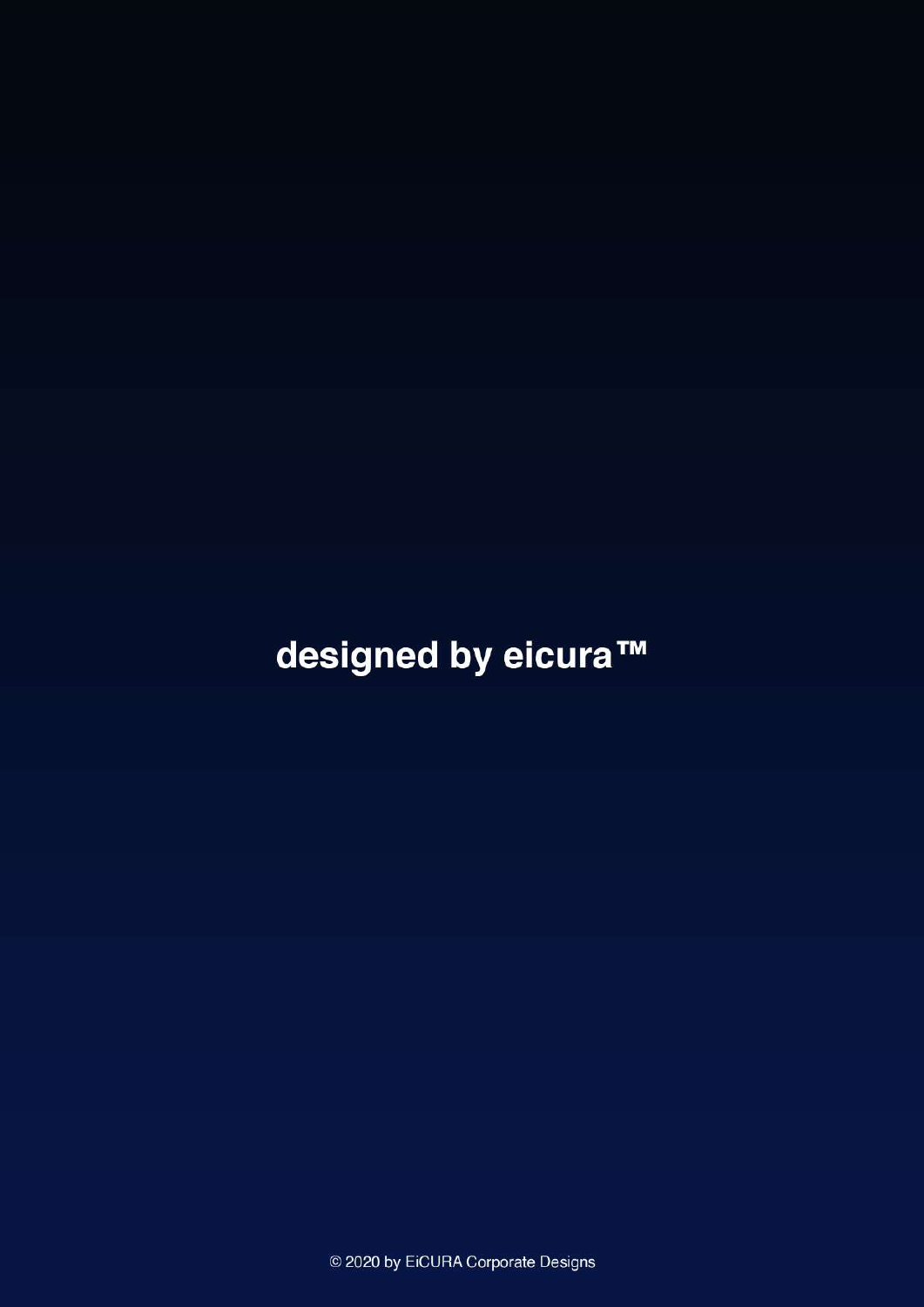**designed by eicura™**

© 2020 by EiCURA Corporate Designs